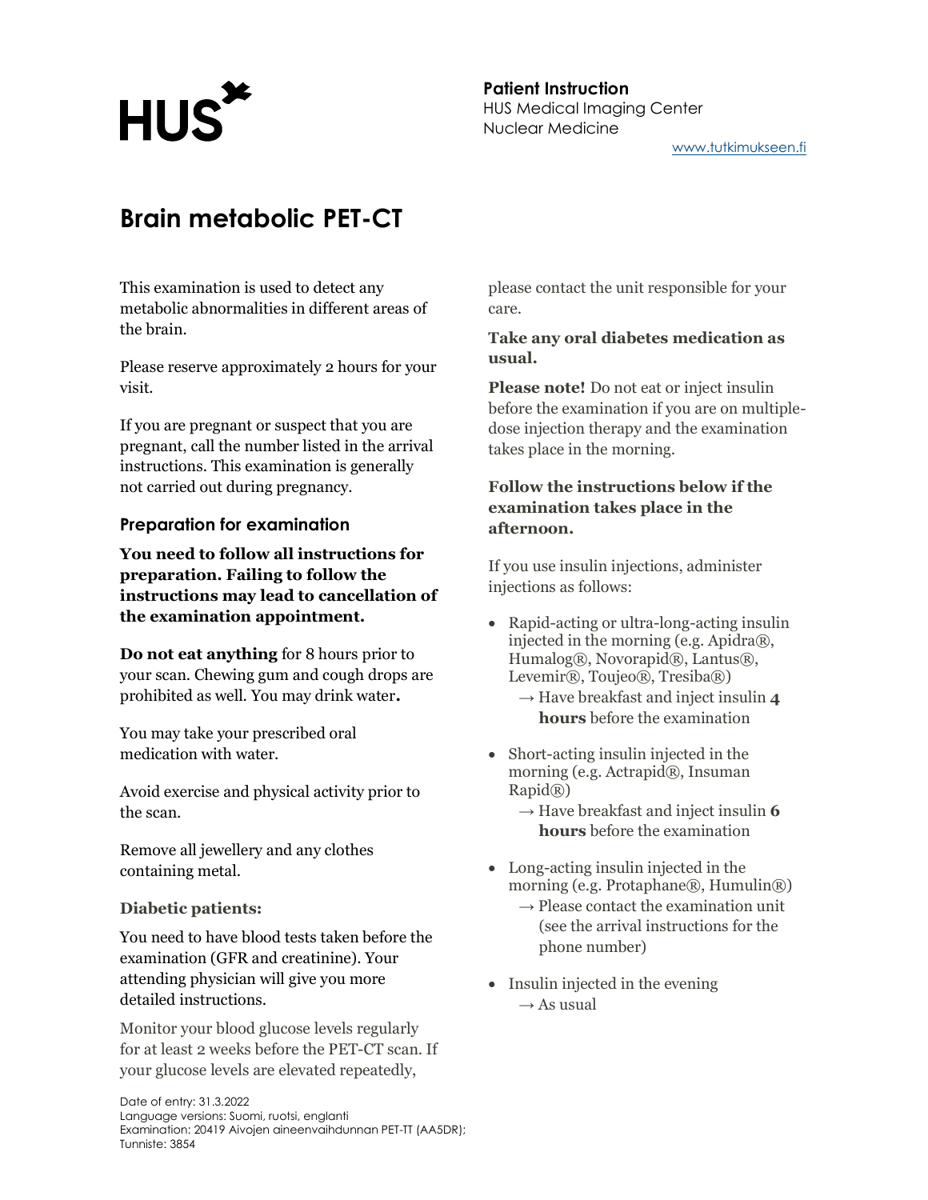HUS

**Patient Instruction**
HUS Medical Imaging Center
Nuclear Medicine

www.tutkimukseen.fi

# Brain metabolic PET-CT

This examination is used to detect any metabolic abnormalities in different areas of the brain.

Please reserve approximately 2 hours for your visit.

If you are pregnant or suspect that you are pregnant, call the number listed in the arrival instructions. This examination is generally not carried out during pregnancy.

## Preparation for examination

**You need to follow all instructions for preparation. Failing to follow the instructions may lead to cancellation of the examination appointment.**

**Do not eat anything** for 8 hours prior to your scan. Chewing gum and cough drops are prohibited as well. You may drink water**.**

You may take your prescribed oral medication with water.

Avoid exercise and physical activity prior to the scan.

Remove all jewellery and any clothes containing metal.

### Diabetic patients:

You need to have blood tests taken before the examination (GFR and creatinine). Your attending physician will give you more detailed instructions.

Monitor your blood glucose levels regularly for at least 2 weeks before the PET-CT scan. If your glucose levels are elevated repeatedly, please contact the unit responsible for your care.

**Take any oral diabetes medication as usual.**

**Please note!** Do not eat or inject insulin before the examination if you are on multiple-dose injection therapy and the examination takes place in the morning.

**Follow the instructions below if the examination takes place in the afternoon.**

If you use insulin injections, administer injections as follows:

- Rapid-acting or ultra-long-acting insulin injected in the morning (e.g. Apidra®, Humalog®, Novorapid®, Lantus®, Levemir®, Toujeo®, Tresiba®)
  → Have breakfast and inject insulin **4 hours** before the examination
- Short-acting insulin injected in the morning (e.g. Actrapid®, Insuman Rapid®)
  → Have breakfast and inject insulin **6 hours** before the examination
- Long-acting insulin injected in the morning (e.g. Protaphane®, Humulin®)
  → Please contact the examination unit (see the arrival instructions for the phone number)
- Insulin injected in the evening
  → As usual

Date of entry: 31.3.2022
Language versions: Suomi, ruotsi, englanti
Examination: 20419 Aivojen aineenvaihdunnan PET-TT (AA5DR);
Tunniste: 3854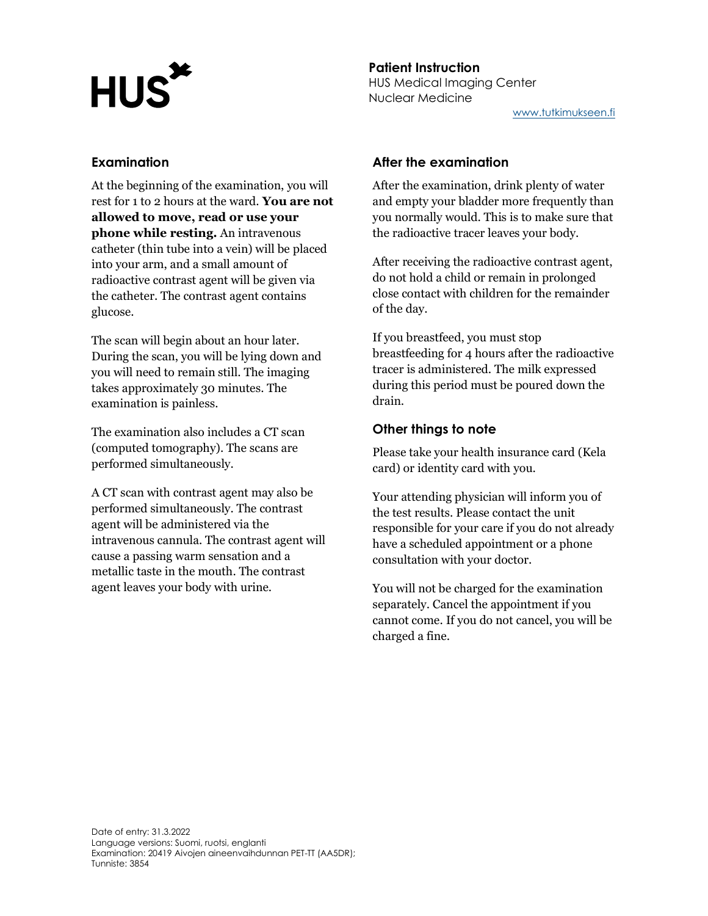## Examination

At the beginning of the examination, you will rest for 1 to 2 hours at the ward. **You are not allowed to move, read or use your phone while resting.** An intravenous catheter (thin tube into a vein) will be placed into your arm, and a small amount of radioactive contrast agent will be given via the catheter. The contrast agent contains glucose.

The scan will begin about an hour later. During the scan, you will be lying down and you will need to remain still. The imaging takes approximately 30 minutes. The examination is painless.

The examination also includes a CT scan (computed tomography). The scans are performed simultaneously.

A CT scan with contrast agent may also be performed simultaneously. The contrast agent will be administered via the intravenous cannula. The contrast agent will cause a passing warm sensation and a metallic taste in the mouth. The contrast agent leaves your body with urine.

## After the examination

After the examination, drink plenty of water and empty your bladder more frequently than you normally would. This is to make sure that the radioactive tracer leaves your body.

After receiving the radioactive contrast agent, do not hold a child or remain in prolonged close contact with children for the remainder of the day.

If you breastfeed, you must stop breastfeeding for 4 hours after the radioactive tracer is administered. The milk expressed during this period must be poured down the drain.

## Other things to note

Please take your health insurance card (Kela card) or identity card with you.

Your attending physician will inform you of the test results. Please contact the unit responsible for your care if you do not already have a scheduled appointment or a phone consultation with your doctor.

You will not be charged for the examination separately. Cancel the appointment if you cannot come. If you do not cancel, you will be charged a fine.

Date of entry: 31.3.2022
Language versions: Suomi, ruotsi, englanti
Examination: 20419 Aivojen aineenvaihdunnan PET-TT (AA5DR);
Tunniste: 3854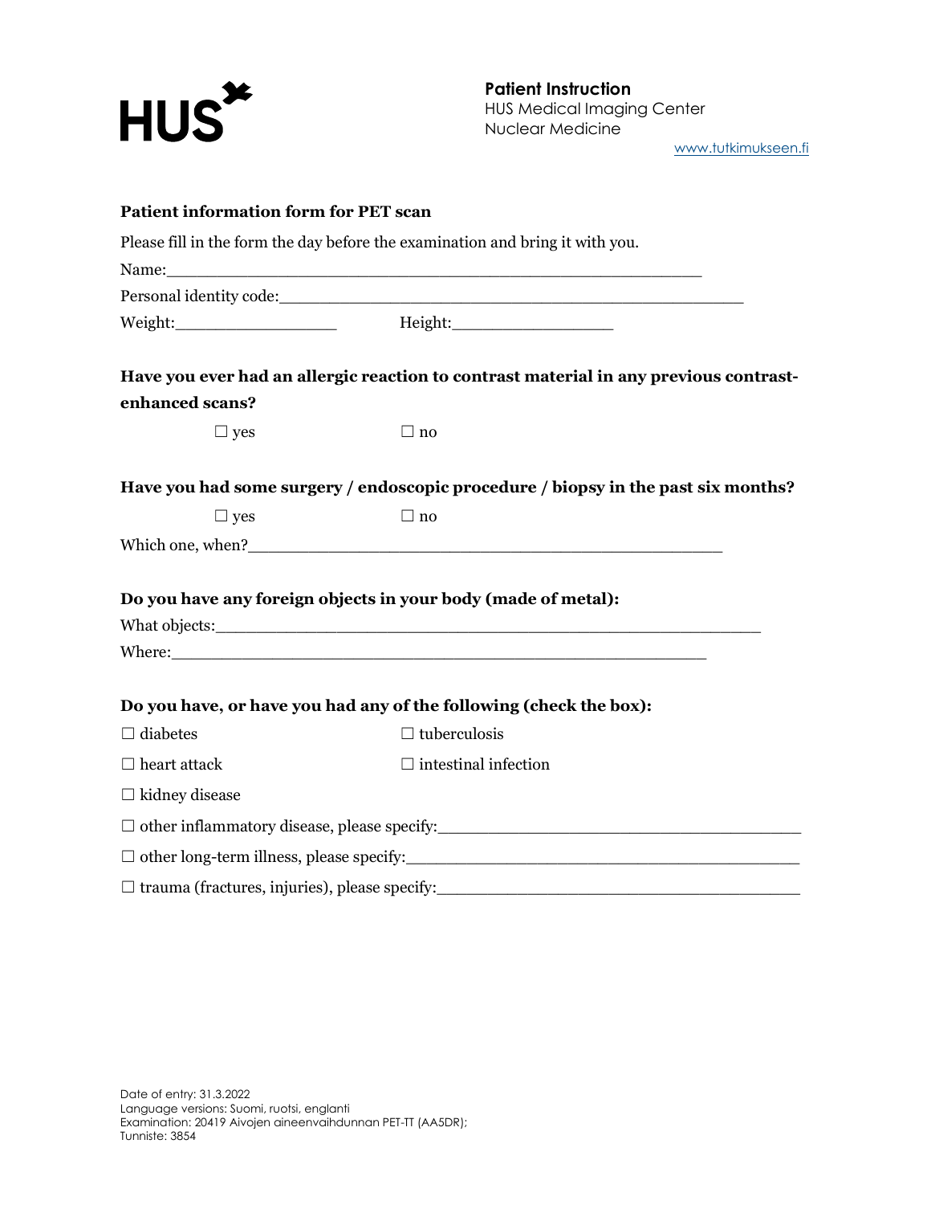HUS

**Patient Instruction**
HUS Medical Imaging Center
Nuclear Medicine
www.tutkimukseen.fi

**Patient information form for PET scan**

Please fill in the form the day before the examination and bring it with you.

Name:___________________________________________________

Personal identity code:_____________________________________________

Weight:_______________ Height:_______________

**Have you ever had an allergic reaction to contrast material in any previous contrast-enhanced scans?**

☐ yes ☐ no

**Have you had some surgery / endoscopic procedure / biopsy in the past six months?**

☐ yes ☐ no

Which one, when?_____________________________________________

**Do you have any foreign objects in your body (made of metal):**

What objects:___________________________________________________

Where:___________________________________________________

**Do you have, or have you had any of the following (check the box):**

☐ diabetes ☐ tuberculosis

☐ heart attack ☐ intestinal infection

☐ kidney disease

☐ other inflammatory disease, please specify:_________________________________

☐ other long-term illness, please specify:___________________________________

☐ trauma (fractures, injuries), please specify:_______________________________

Date of entry: 31.3.2022
Language versions: Suomi, ruotsi, englanti
Examination: 20419 Aivojen aineenvaihdunnan PET-TT (AA5DR);
Tunniste: 3854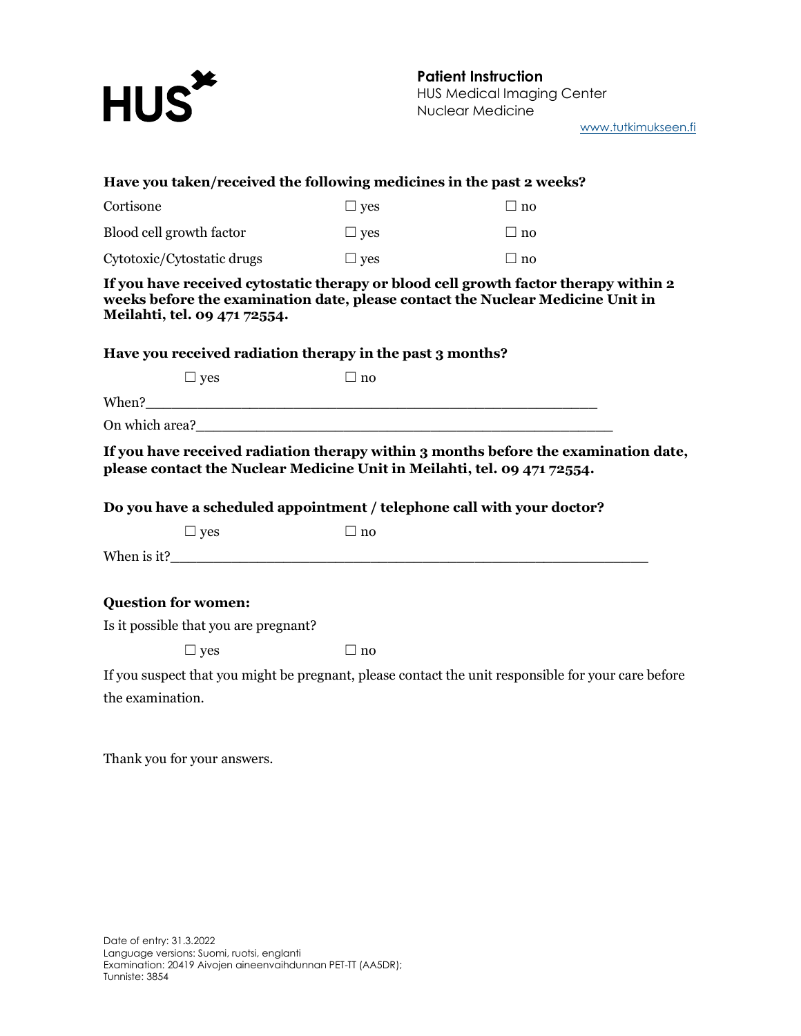**Have you taken/received the following medicines in the past 2 weeks?**

| | | |
|---|---|---|
| Cortisone | ☐ yes | ☐ no |
| Blood cell growth factor | ☐ yes | ☐ no |
| Cytotoxic/Cytostatic drugs | ☐ yes | ☐ no |

**If you have received cytostatic therapy or blood cell growth factor therapy within 2 weeks before the examination date, please contact the Nuclear Medicine Unit in Meilahti, tel. 09 471 72554.**

**Have you received radiation therapy in the past 3 months?**

☐ yes ☐ no

When?______________________________________________________

On which area?______________________________________________________

**If you have received radiation therapy within 3 months before the examination date, please contact the Nuclear Medicine Unit in Meilahti, tel. 09 471 72554.**

**Do you have a scheduled appointment / telephone call with your doctor?**

☐ yes ☐ no

When is it?______________________________________________________

**Question for women:**

Is it possible that you are pregnant?

☐ yes ☐ no

If you suspect that you might be pregnant, please contact the unit responsible for your care before the examination.

Thank you for your answers.

Date of entry: 31.3.2022
Language versions: Suomi, ruotsi, englanti
Examination: 20419 Aivojen aineenvaihdunnan PET-TT (AA5DR);
Tunniste: 3854